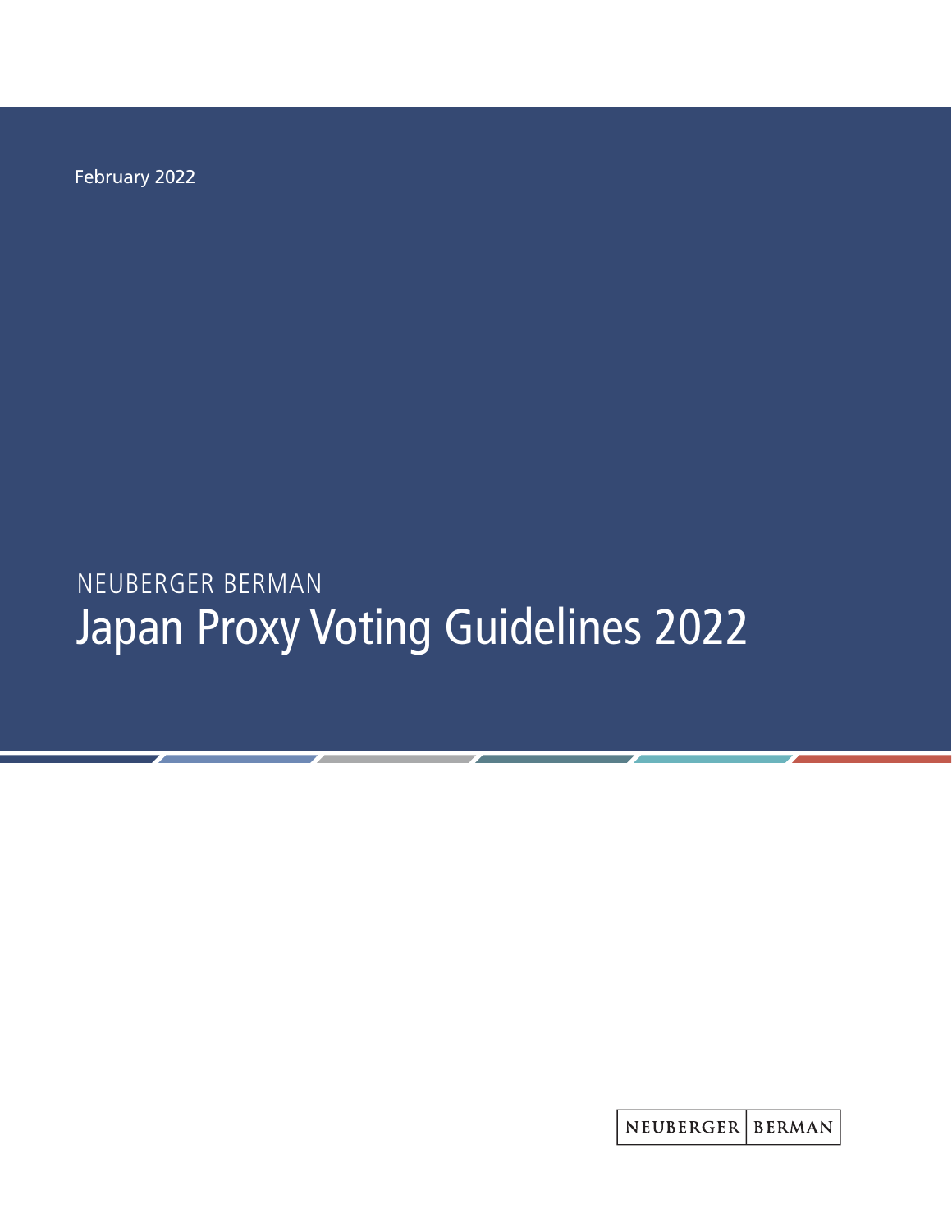February 2022

NEUBERGER BERMAN

# Japan Proxy Voting Guidelines 2022

NEUBERGER | BERMAN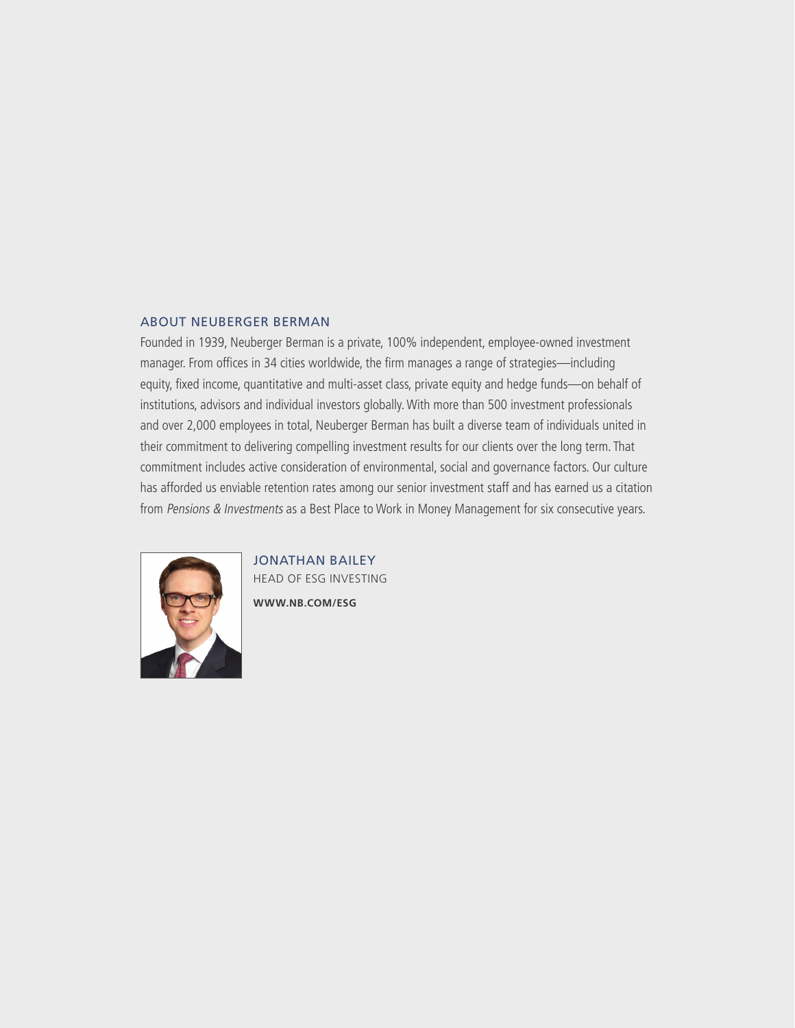## ABOUT NEUBERGER BERMAN

Founded in 1939, Neuberger Berman is a private, 100% independent, employee-owned investment manager. From offices in 34 cities worldwide, the firm manages a range of strategies—including equity, fixed income, quantitative and multi-asset class, private equity and hedge funds—on behalf of institutions, advisors and individual investors globally. With more than 500 investment professionals and over 2,000 employees in total, Neuberger Berman has built a diverse team of individuals united in their commitment to delivering compelling investment results for our clients over the long term. That commitment includes active consideration of environmental, social and governance factors. Our culture has afforded us enviable retention rates among our senior investment staff and has earned us a citation from *Pensions & Investments* as a Best Place to Work in Money Management for six consecutive years.

JONATHAN BAILEY
HEAD OF ESG INVESTING

**WWW.NB.COM/ESG**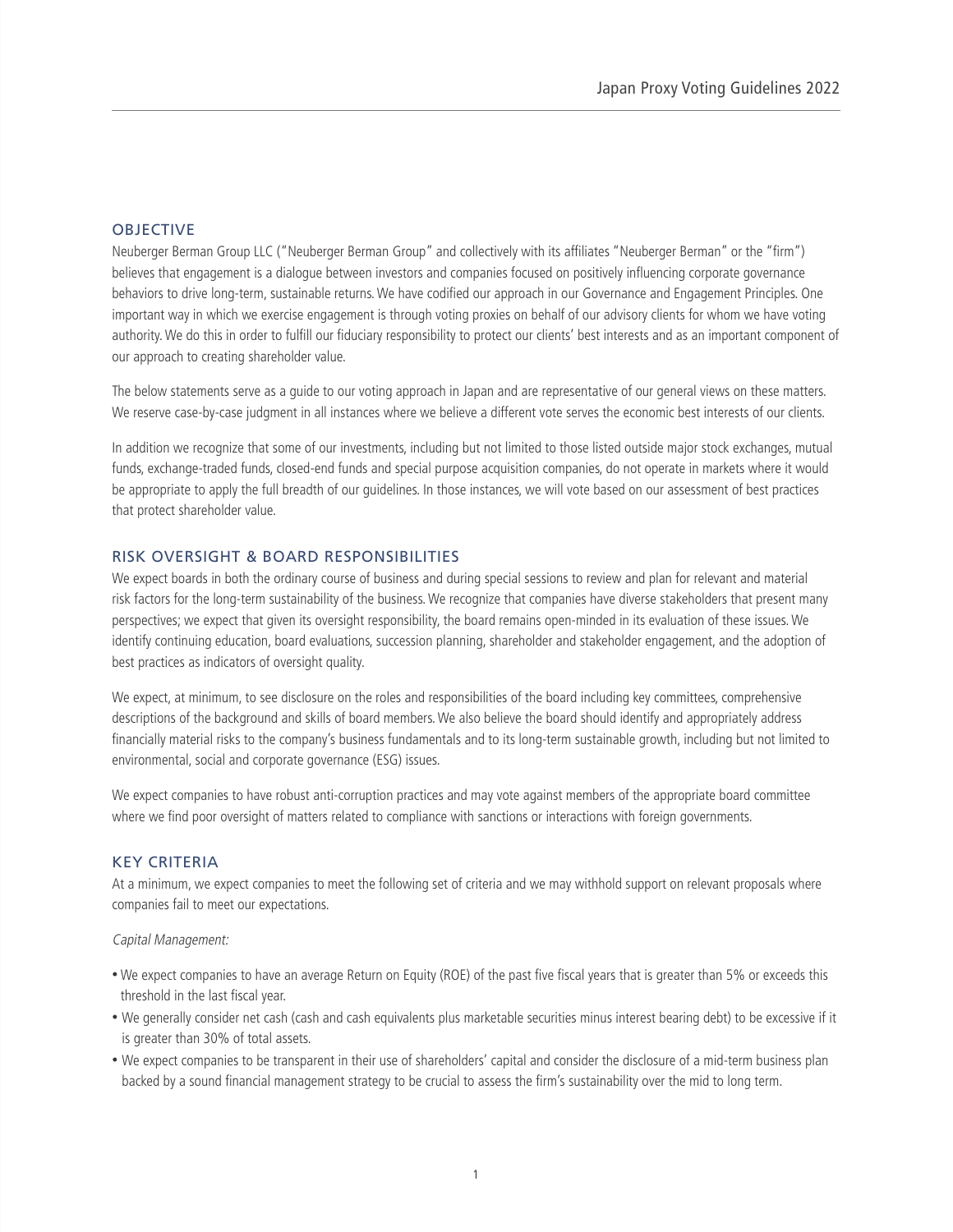## OBJECTIVE

Neuberger Berman Group LLC ("Neuberger Berman Group" and collectively with its affiliates "Neuberger Berman" or the "firm") believes that engagement is a dialogue between investors and companies focused on positively influencing corporate governance behaviors to drive long-term, sustainable returns. We have codified our approach in our Governance and Engagement Principles. One important way in which we exercise engagement is through voting proxies on behalf of our advisory clients for whom we have voting authority. We do this in order to fulfill our fiduciary responsibility to protect our clients' best interests and as an important component of our approach to creating shareholder value.

The below statements serve as a guide to our voting approach in Japan and are representative of our general views on these matters. We reserve case-by-case judgment in all instances where we believe a different vote serves the economic best interests of our clients.

In addition we recognize that some of our investments, including but not limited to those listed outside major stock exchanges, mutual funds, exchange-traded funds, closed-end funds and special purpose acquisition companies, do not operate in markets where it would be appropriate to apply the full breadth of our guidelines. In those instances, we will vote based on our assessment of best practices that protect shareholder value.

## RISK OVERSIGHT & BOARD RESPONSIBILITIES

We expect boards in both the ordinary course of business and during special sessions to review and plan for relevant and material risk factors for the long-term sustainability of the business. We recognize that companies have diverse stakeholders that present many perspectives; we expect that given its oversight responsibility, the board remains open-minded in its evaluation of these issues. We identify continuing education, board evaluations, succession planning, shareholder and stakeholder engagement, and the adoption of best practices as indicators of oversight quality.

We expect, at minimum, to see disclosure on the roles and responsibilities of the board including key committees, comprehensive descriptions of the background and skills of board members. We also believe the board should identify and appropriately address financially material risks to the company's business fundamentals and to its long-term sustainable growth, including but not limited to environmental, social and corporate governance (ESG) issues.

We expect companies to have robust anti-corruption practices and may vote against members of the appropriate board committee where we find poor oversight of matters related to compliance with sanctions or interactions with foreign governments.

## KEY CRITERIA

At a minimum, we expect companies to meet the following set of criteria and we may withhold support on relevant proposals where companies fail to meet our expectations.

*Capital Management:*

- We expect companies to have an average Return on Equity (ROE) of the past five fiscal years that is greater than 5% or exceeds this threshold in the last fiscal year.
- We generally consider net cash (cash and cash equivalents plus marketable securities minus interest bearing debt) to be excessive if it is greater than 30% of total assets.
- We expect companies to be transparent in their use of shareholders' capital and consider the disclosure of a mid-term business plan backed by a sound financial management strategy to be crucial to assess the firm's sustainability over the mid to long term.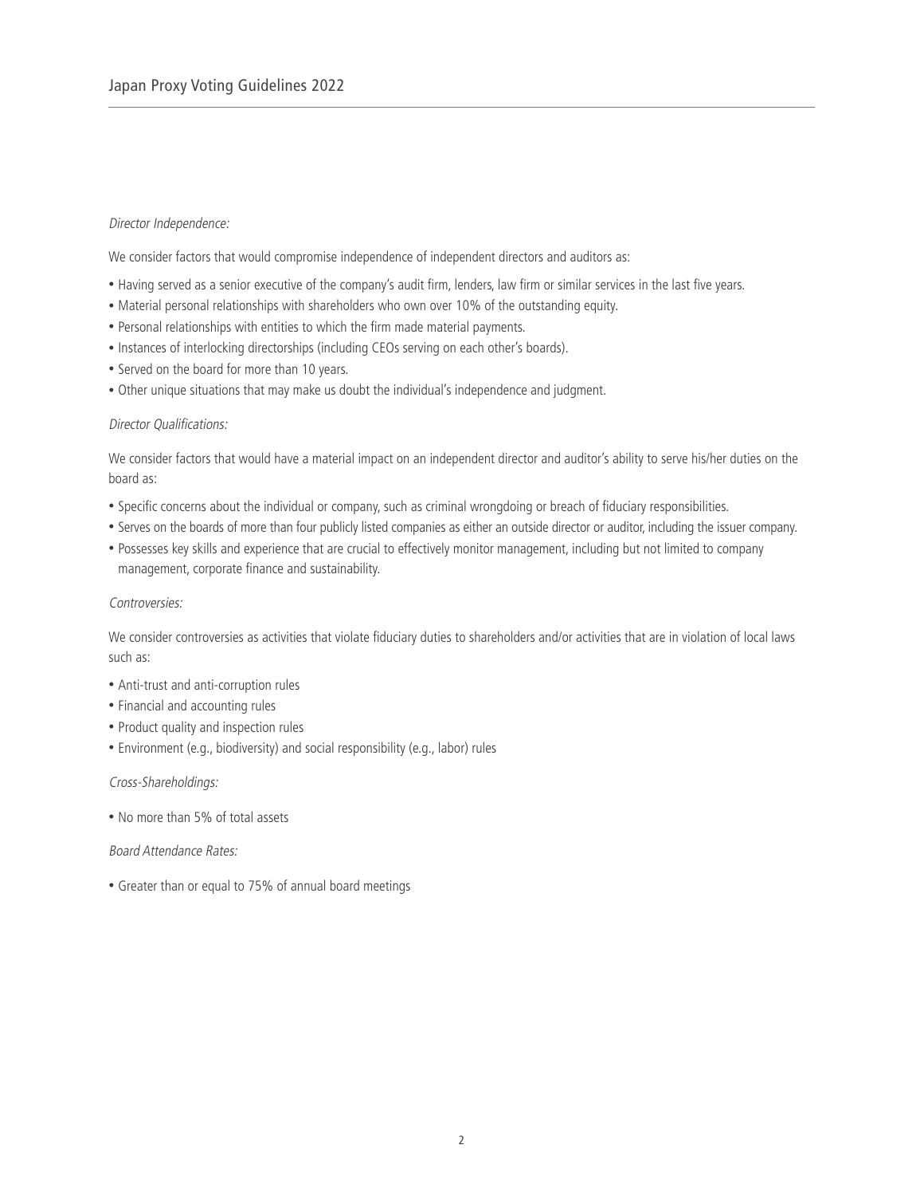*Director Independence:*

We consider factors that would compromise independence of independent directors and auditors as:

- Having served as a senior executive of the company's audit firm, lenders, law firm or similar services in the last five years.
- Material personal relationships with shareholders who own over 10% of the outstanding equity.
- Personal relationships with entities to which the firm made material payments.
- Instances of interlocking directorships (including CEOs serving on each other's boards).
- Served on the board for more than 10 years.
- Other unique situations that may make us doubt the individual's independence and judgment.

*Director Qualifications:*

We consider factors that would have a material impact on an independent director and auditor's ability to serve his/her duties on the board as:

- Specific concerns about the individual or company, such as criminal wrongdoing or breach of fiduciary responsibilities.
- Serves on the boards of more than four publicly listed companies as either an outside director or auditor, including the issuer company.
- Possesses key skills and experience that are crucial to effectively monitor management, including but not limited to company management, corporate finance and sustainability.

*Controversies:*

We consider controversies as activities that violate fiduciary duties to shareholders and/or activities that are in violation of local laws such as:

- Anti-trust and anti-corruption rules
- Financial and accounting rules
- Product quality and inspection rules
- Environment (e.g., biodiversity) and social responsibility (e.g., labor) rules

*Cross-Shareholdings:*

- No more than 5% of total assets

*Board Attendance Rates:*

- Greater than or equal to 75% of annual board meetings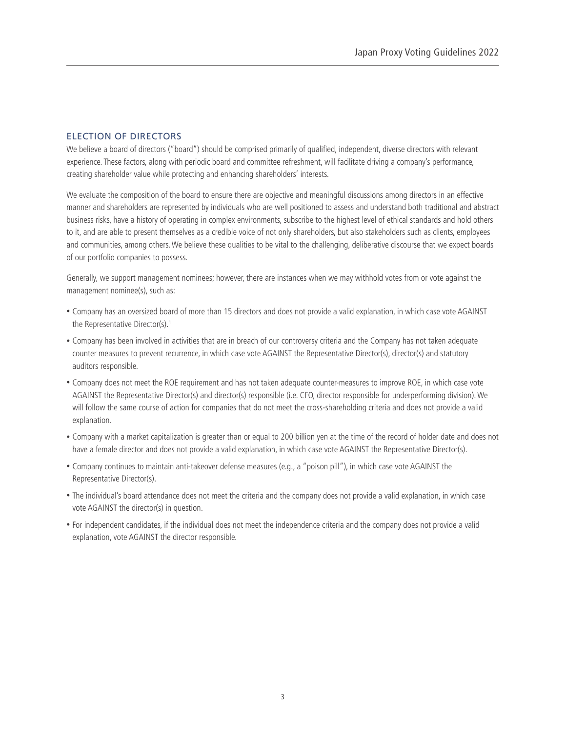## ELECTION OF DIRECTORS

We believe a board of directors ("board") should be comprised primarily of qualified, independent, diverse directors with relevant experience. These factors, along with periodic board and committee refreshment, will facilitate driving a company's performance, creating shareholder value while protecting and enhancing shareholders' interests.

We evaluate the composition of the board to ensure there are objective and meaningful discussions among directors in an effective manner and shareholders are represented by individuals who are well positioned to assess and understand both traditional and abstract business risks, have a history of operating in complex environments, subscribe to the highest level of ethical standards and hold others to it, and are able to present themselves as a credible voice of not only shareholders, but also stakeholders such as clients, employees and communities, among others. We believe these qualities to be vital to the challenging, deliberative discourse that we expect boards of our portfolio companies to possess.

Generally, we support management nominees; however, there are instances when we may withhold votes from or vote against the management nominee(s), such as:

- Company has an oversized board of more than 15 directors and does not provide a valid explanation, in which case vote AGAINST the Representative Director(s).[1]
- Company has been involved in activities that are in breach of our controversy criteria and the Company has not taken adequate counter measures to prevent recurrence, in which case vote AGAINST the Representative Director(s), director(s) and statutory auditors responsible.
- Company does not meet the ROE requirement and has not taken adequate counter-measures to improve ROE, in which case vote AGAINST the Representative Director(s) and director(s) responsible (i.e. CFO, director responsible for underperforming division). We will follow the same course of action for companies that do not meet the cross-shareholding criteria and does not provide a valid explanation.
- Company with a market capitalization is greater than or equal to 200 billion yen at the time of the record of holder date and does not have a female director and does not provide a valid explanation, in which case vote AGAINST the Representative Director(s).
- Company continues to maintain anti-takeover defense measures (e.g., a "poison pill"), in which case vote AGAINST the Representative Director(s).
- The individual's board attendance does not meet the criteria and the company does not provide a valid explanation, in which case vote AGAINST the director(s) in question.
- For independent candidates, if the individual does not meet the independence criteria and the company does not provide a valid explanation, vote AGAINST the director responsible.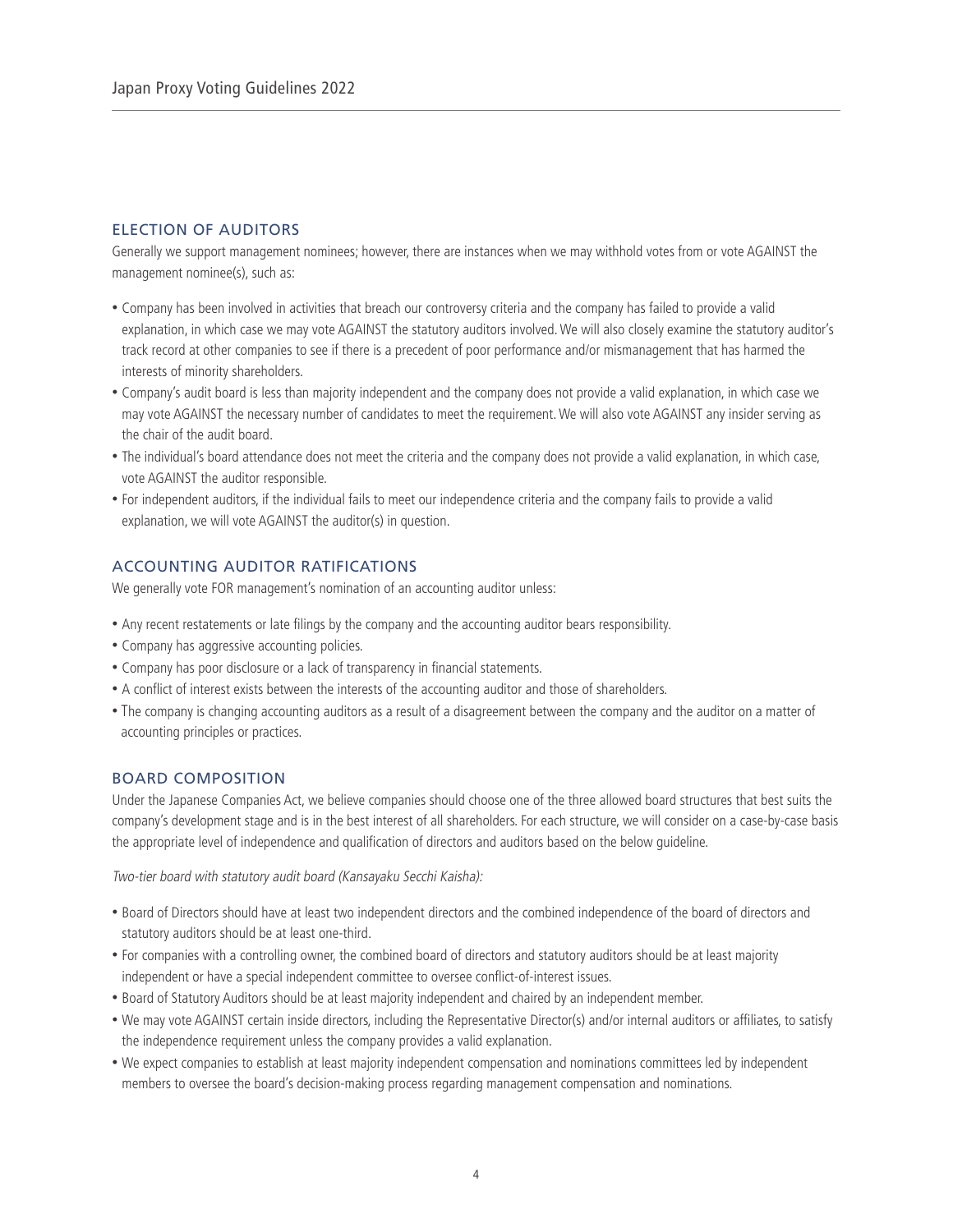## ELECTION OF AUDITORS

Generally we support management nominees; however, there are instances when we may withhold votes from or vote AGAINST the management nominee(s), such as:

- Company has been involved in activities that breach our controversy criteria and the company has failed to provide a valid explanation, in which case we may vote AGAINST the statutory auditors involved. We will also closely examine the statutory auditor's track record at other companies to see if there is a precedent of poor performance and/or mismanagement that has harmed the interests of minority shareholders.
- Company's audit board is less than majority independent and the company does not provide a valid explanation, in which case we may vote AGAINST the necessary number of candidates to meet the requirement. We will also vote AGAINST any insider serving as the chair of the audit board.
- The individual's board attendance does not meet the criteria and the company does not provide a valid explanation, in which case, vote AGAINST the auditor responsible.
- For independent auditors, if the individual fails to meet our independence criteria and the company fails to provide a valid explanation, we will vote AGAINST the auditor(s) in question.

## ACCOUNTING AUDITOR RATIFICATIONS

We generally vote FOR management's nomination of an accounting auditor unless:

- Any recent restatements or late filings by the company and the accounting auditor bears responsibility.
- Company has aggressive accounting policies.
- Company has poor disclosure or a lack of transparency in financial statements.
- A conflict of interest exists between the interests of the accounting auditor and those of shareholders.
- The company is changing accounting auditors as a result of a disagreement between the company and the auditor on a matter of accounting principles or practices.

## BOARD COMPOSITION

Under the Japanese Companies Act, we believe companies should choose one of the three allowed board structures that best suits the company's development stage and is in the best interest of all shareholders. For each structure, we will consider on a case-by-case basis the appropriate level of independence and qualification of directors and auditors based on the below guideline.

*Two-tier board with statutory audit board (Kansayaku Secchi Kaisha):*

- Board of Directors should have at least two independent directors and the combined independence of the board of directors and statutory auditors should be at least one-third.
- For companies with a controlling owner, the combined board of directors and statutory auditors should be at least majority independent or have a special independent committee to oversee conflict-of-interest issues.
- Board of Statutory Auditors should be at least majority independent and chaired by an independent member.
- We may vote AGAINST certain inside directors, including the Representative Director(s) and/or internal auditors or affiliates, to satisfy the independence requirement unless the company provides a valid explanation.
- We expect companies to establish at least majority independent compensation and nominations committees led by independent members to oversee the board's decision-making process regarding management compensation and nominations.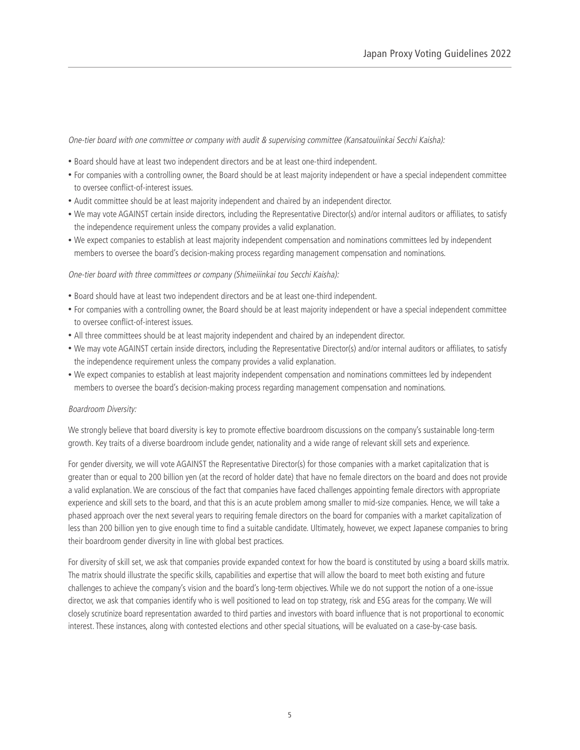*One-tier board with one committee or company with audit & supervising committee (Kansatouiinkai Secchi Kaisha):*

- Board should have at least two independent directors and be at least one-third independent.
- For companies with a controlling owner, the Board should be at least majority independent or have a special independent committee to oversee conflict-of-interest issues.
- Audit committee should be at least majority independent and chaired by an independent director.
- We may vote AGAINST certain inside directors, including the Representative Director(s) and/or internal auditors or affiliates, to satisfy the independence requirement unless the company provides a valid explanation.
- We expect companies to establish at least majority independent compensation and nominations committees led by independent members to oversee the board's decision-making process regarding management compensation and nominations.

*One-tier board with three committees or company (Shimeiiinkai tou Secchi Kaisha):*

- Board should have at least two independent directors and be at least one-third independent.
- For companies with a controlling owner, the Board should be at least majority independent or have a special independent committee to oversee conflict-of-interest issues.
- All three committees should be at least majority independent and chaired by an independent director.
- We may vote AGAINST certain inside directors, including the Representative Director(s) and/or internal auditors or affiliates, to satisfy the independence requirement unless the company provides a valid explanation.
- We expect companies to establish at least majority independent compensation and nominations committees led by independent members to oversee the board's decision-making process regarding management compensation and nominations.

*Boardroom Diversity:*

We strongly believe that board diversity is key to promote effective boardroom discussions on the company's sustainable long-term growth. Key traits of a diverse boardroom include gender, nationality and a wide range of relevant skill sets and experience.

For gender diversity, we will vote AGAINST the Representative Director(s) for those companies with a market capitalization that is greater than or equal to 200 billion yen (at the record of holder date) that have no female directors on the board and does not provide a valid explanation. We are conscious of the fact that companies have faced challenges appointing female directors with appropriate experience and skill sets to the board, and that this is an acute problem among smaller to mid-size companies. Hence, we will take a phased approach over the next several years to requiring female directors on the board for companies with a market capitalization of less than 200 billion yen to give enough time to find a suitable candidate. Ultimately, however, we expect Japanese companies to bring their boardroom gender diversity in line with global best practices.

For diversity of skill set, we ask that companies provide expanded context for how the board is constituted by using a board skills matrix. The matrix should illustrate the specific skills, capabilities and expertise that will allow the board to meet both existing and future challenges to achieve the company's vision and the board's long-term objectives. While we do not support the notion of a one-issue director, we ask that companies identify who is well positioned to lead on top strategy, risk and ESG areas for the company. We will closely scrutinize board representation awarded to third parties and investors with board influence that is not proportional to economic interest. These instances, along with contested elections and other special situations, will be evaluated on a case-by-case basis.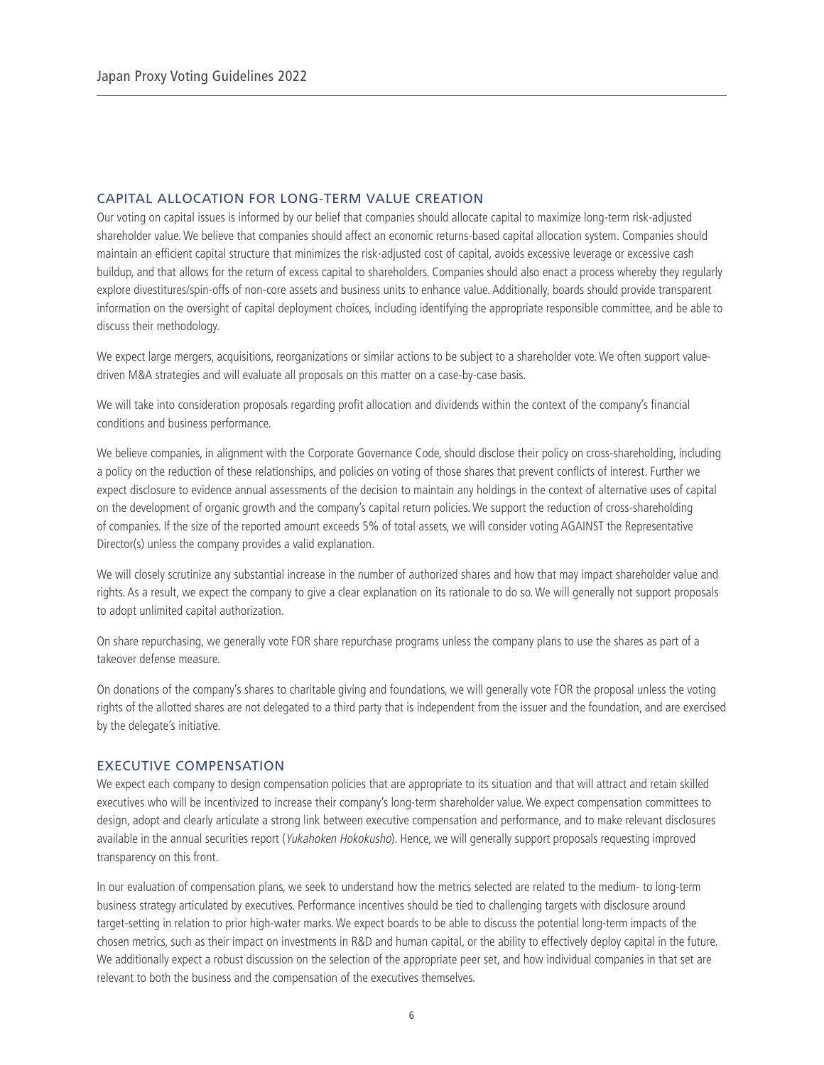## CAPITAL ALLOCATION FOR LONG-TERM VALUE CREATION

Our voting on capital issues is informed by our belief that companies should allocate capital to maximize long-term risk-adjusted shareholder value. We believe that companies should affect an economic returns-based capital allocation system. Companies should maintain an efficient capital structure that minimizes the risk-adjusted cost of capital, avoids excessive leverage or excessive cash buildup, and that allows for the return of excess capital to shareholders. Companies should also enact a process whereby they regularly explore divestitures/spin-offs of non-core assets and business units to enhance value. Additionally, boards should provide transparent information on the oversight of capital deployment choices, including identifying the appropriate responsible committee, and be able to discuss their methodology.

We expect large mergers, acquisitions, reorganizations or similar actions to be subject to a shareholder vote. We often support value-driven M&A strategies and will evaluate all proposals on this matter on a case-by-case basis.

We will take into consideration proposals regarding profit allocation and dividends within the context of the company's financial conditions and business performance.

We believe companies, in alignment with the Corporate Governance Code, should disclose their policy on cross-shareholding, including a policy on the reduction of these relationships, and policies on voting of those shares that prevent conflicts of interest. Further we expect disclosure to evidence annual assessments of the decision to maintain any holdings in the context of alternative uses of capital on the development of organic growth and the company's capital return policies. We support the reduction of cross-shareholding of companies. If the size of the reported amount exceeds 5% of total assets, we will consider voting AGAINST the Representative Director(s) unless the company provides a valid explanation.

We will closely scrutinize any substantial increase in the number of authorized shares and how that may impact shareholder value and rights. As a result, we expect the company to give a clear explanation on its rationale to do so. We will generally not support proposals to adopt unlimited capital authorization.

On share repurchasing, we generally vote FOR share repurchase programs unless the company plans to use the shares as part of a takeover defense measure.

On donations of the company's shares to charitable giving and foundations, we will generally vote FOR the proposal unless the voting rights of the allotted shares are not delegated to a third party that is independent from the issuer and the foundation, and are exercised by the delegate's initiative.

## EXECUTIVE COMPENSATION

We expect each company to design compensation policies that are appropriate to its situation and that will attract and retain skilled executives who will be incentivized to increase their company's long-term shareholder value. We expect compensation committees to design, adopt and clearly articulate a strong link between executive compensation and performance, and to make relevant disclosures available in the annual securities report (*Yukahoken Hokokusho*). Hence, we will generally support proposals requesting improved transparency on this front.

In our evaluation of compensation plans, we seek to understand how the metrics selected are related to the medium- to long-term business strategy articulated by executives. Performance incentives should be tied to challenging targets with disclosure around target-setting in relation to prior high-water marks. We expect boards to be able to discuss the potential long-term impacts of the chosen metrics, such as their impact on investments in R&D and human capital, or the ability to effectively deploy capital in the future. We additionally expect a robust discussion on the selection of the appropriate peer set, and how individual companies in that set are relevant to both the business and the compensation of the executives themselves.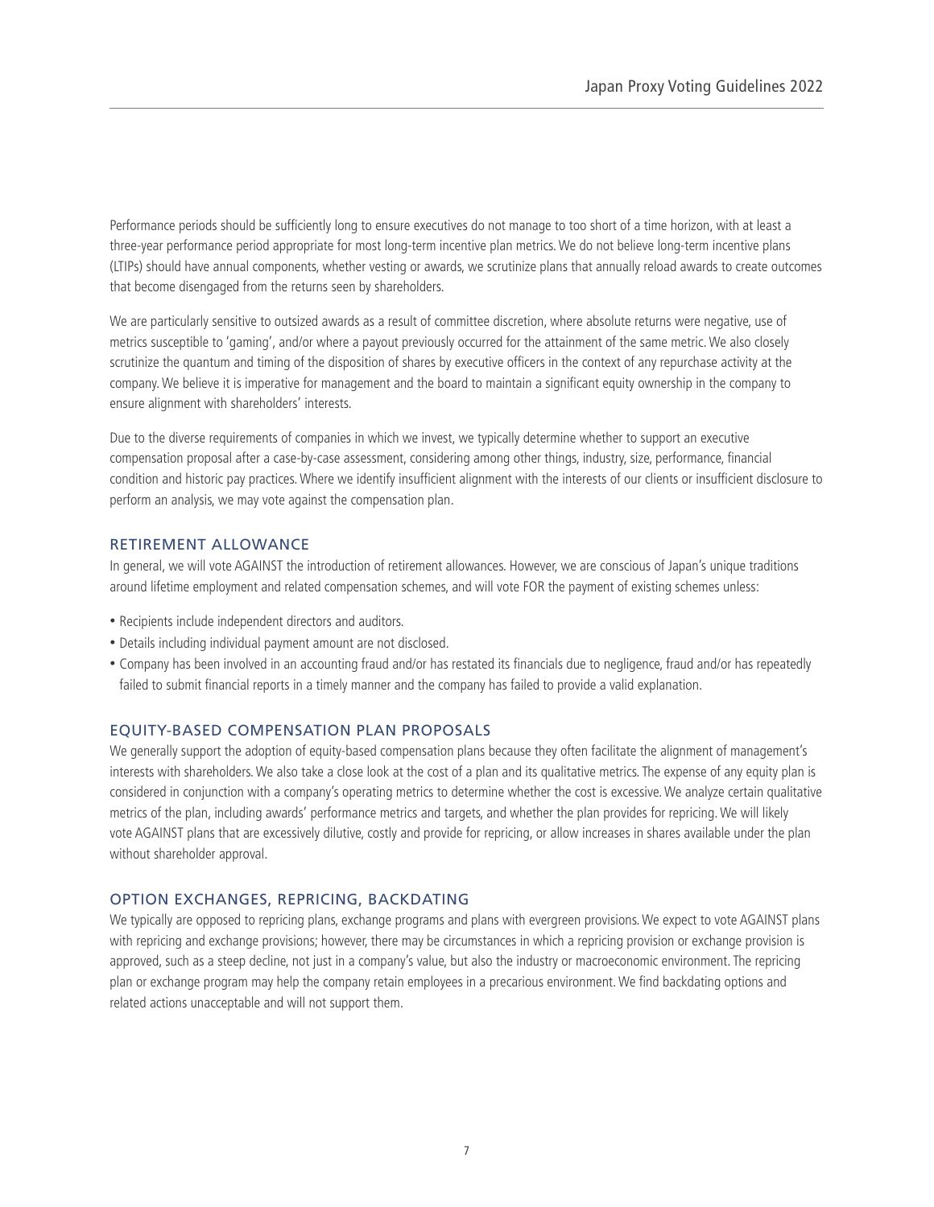Performance periods should be sufficiently long to ensure executives do not manage to too short of a time horizon, with at least a three-year performance period appropriate for most long-term incentive plan metrics. We do not believe long-term incentive plans (LTIPs) should have annual components, whether vesting or awards, we scrutinize plans that annually reload awards to create outcomes that become disengaged from the returns seen by shareholders.

We are particularly sensitive to outsized awards as a result of committee discretion, where absolute returns were negative, use of metrics susceptible to 'gaming', and/or where a payout previously occurred for the attainment of the same metric. We also closely scrutinize the quantum and timing of the disposition of shares by executive officers in the context of any repurchase activity at the company. We believe it is imperative for management and the board to maintain a significant equity ownership in the company to ensure alignment with shareholders' interests.

Due to the diverse requirements of companies in which we invest, we typically determine whether to support an executive compensation proposal after a case-by-case assessment, considering among other things, industry, size, performance, financial condition and historic pay practices. Where we identify insufficient alignment with the interests of our clients or insufficient disclosure to perform an analysis, we may vote against the compensation plan.

## RETIREMENT ALLOWANCE

In general, we will vote AGAINST the introduction of retirement allowances. However, we are conscious of Japan's unique traditions around lifetime employment and related compensation schemes, and will vote FOR the payment of existing schemes unless:

- Recipients include independent directors and auditors.
- Details including individual payment amount are not disclosed.
- Company has been involved in an accounting fraud and/or has restated its financials due to negligence, fraud and/or has repeatedly failed to submit financial reports in a timely manner and the company has failed to provide a valid explanation.

## EQUITY-BASED COMPENSATION PLAN PROPOSALS

We generally support the adoption of equity-based compensation plans because they often facilitate the alignment of management's interests with shareholders. We also take a close look at the cost of a plan and its qualitative metrics. The expense of any equity plan is considered in conjunction with a company's operating metrics to determine whether the cost is excessive. We analyze certain qualitative metrics of the plan, including awards' performance metrics and targets, and whether the plan provides for repricing. We will likely vote AGAINST plans that are excessively dilutive, costly and provide for repricing, or allow increases in shares available under the plan without shareholder approval.

## OPTION EXCHANGES, REPRICING, BACKDATING

We typically are opposed to repricing plans, exchange programs and plans with evergreen provisions. We expect to vote AGAINST plans with repricing and exchange provisions; however, there may be circumstances in which a repricing provision or exchange provision is approved, such as a steep decline, not just in a company's value, but also the industry or macroeconomic environment. The repricing plan or exchange program may help the company retain employees in a precarious environment. We find backdating options and related actions unacceptable and will not support them.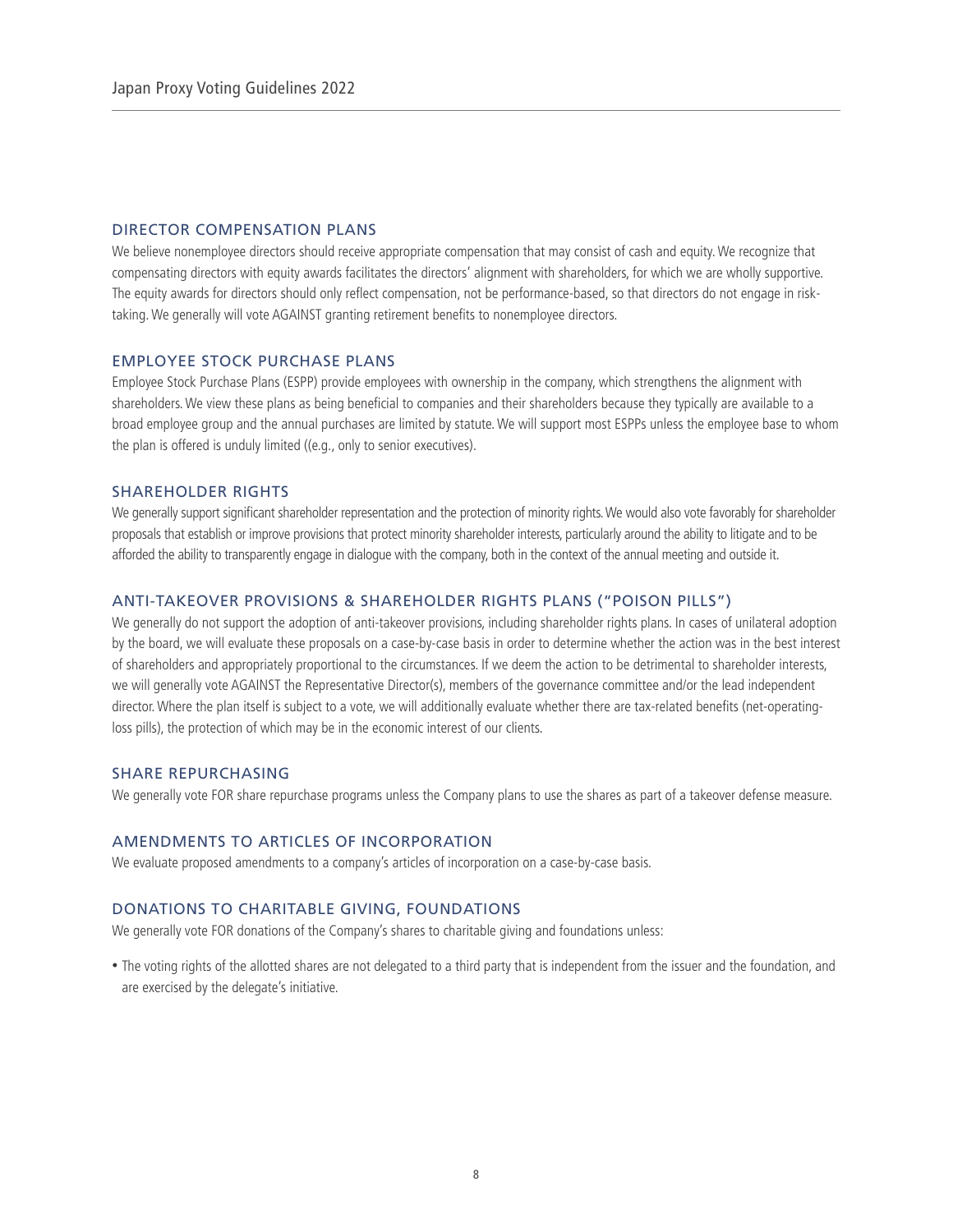## DIRECTOR COMPENSATION PLANS

We believe nonemployee directors should receive appropriate compensation that may consist of cash and equity. We recognize that compensating directors with equity awards facilitates the directors' alignment with shareholders, for which we are wholly supportive. The equity awards for directors should only reflect compensation, not be performance-based, so that directors do not engage in risk-taking. We generally will vote AGAINST granting retirement benefits to nonemployee directors.

## EMPLOYEE STOCK PURCHASE PLANS

Employee Stock Purchase Plans (ESPP) provide employees with ownership in the company, which strengthens the alignment with shareholders. We view these plans as being beneficial to companies and their shareholders because they typically are available to a broad employee group and the annual purchases are limited by statute. We will support most ESPPs unless the employee base to whom the plan is offered is unduly limited ((e.g., only to senior executives).

## SHAREHOLDER RIGHTS

We generally support significant shareholder representation and the protection of minority rights. We would also vote favorably for shareholder proposals that establish or improve provisions that protect minority shareholder interests, particularly around the ability to litigate and to be afforded the ability to transparently engage in dialogue with the company, both in the context of the annual meeting and outside it.

## ANTI-TAKEOVER PROVISIONS & SHAREHOLDER RIGHTS PLANS ("POISON PILLS")

We generally do not support the adoption of anti-takeover provisions, including shareholder rights plans. In cases of unilateral adoption by the board, we will evaluate these proposals on a case-by-case basis in order to determine whether the action was in the best interest of shareholders and appropriately proportional to the circumstances. If we deem the action to be detrimental to shareholder interests, we will generally vote AGAINST the Representative Director(s), members of the governance committee and/or the lead independent director. Where the plan itself is subject to a vote, we will additionally evaluate whether there are tax-related benefits (net-operating-loss pills), the protection of which may be in the economic interest of our clients.

## SHARE REPURCHASING

We generally vote FOR share repurchase programs unless the Company plans to use the shares as part of a takeover defense measure.

## AMENDMENTS TO ARTICLES OF INCORPORATION

We evaluate proposed amendments to a company's articles of incorporation on a case-by-case basis.

## DONATIONS TO CHARITABLE GIVING, FOUNDATIONS

We generally vote FOR donations of the Company's shares to charitable giving and foundations unless:

- The voting rights of the allotted shares are not delegated to a third party that is independent from the issuer and the foundation, and are exercised by the delegate's initiative.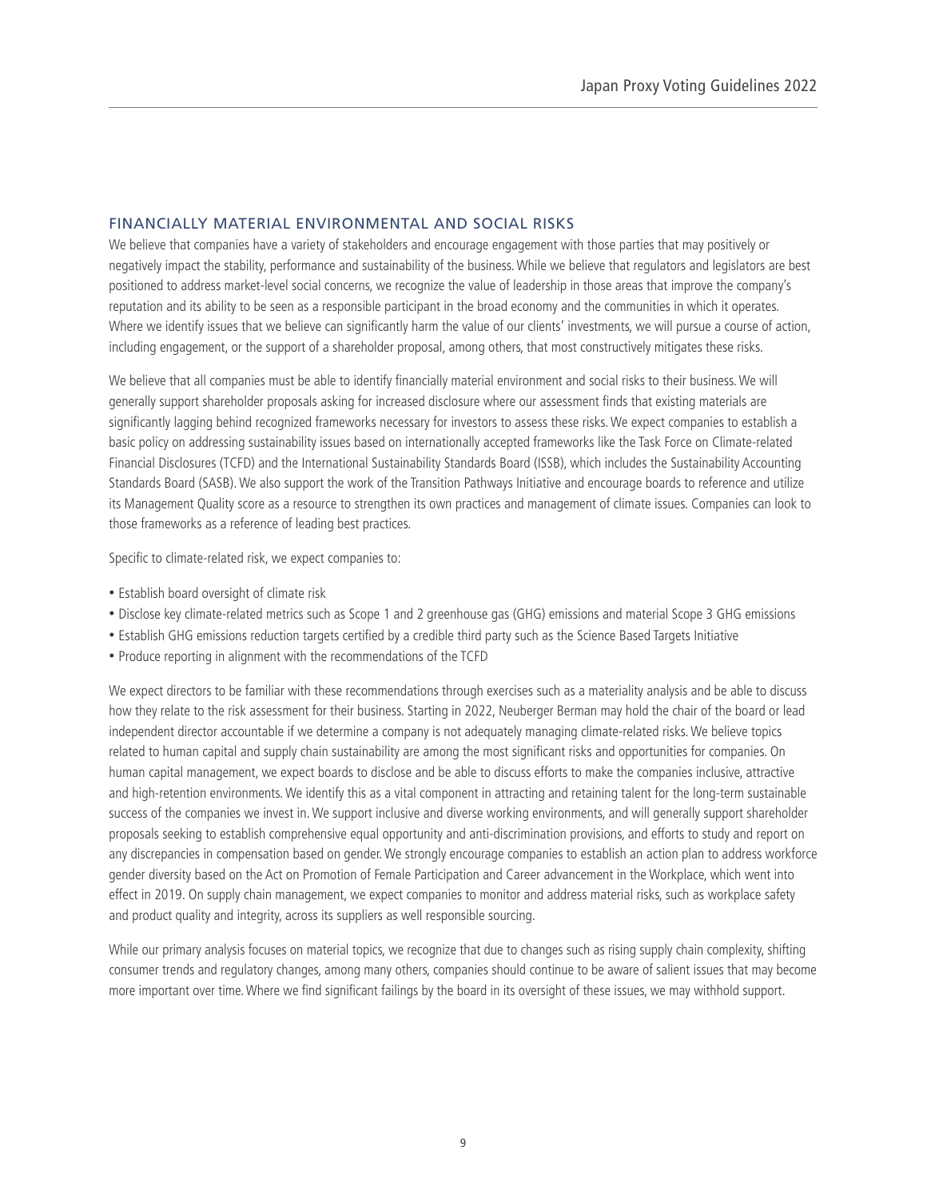## FINANCIALLY MATERIAL ENVIRONMENTAL AND SOCIAL RISKS

We believe that companies have a variety of stakeholders and encourage engagement with those parties that may positively or negatively impact the stability, performance and sustainability of the business. While we believe that regulators and legislators are best positioned to address market-level social concerns, we recognize the value of leadership in those areas that improve the company's reputation and its ability to be seen as a responsible participant in the broad economy and the communities in which it operates. Where we identify issues that we believe can significantly harm the value of our clients' investments, we will pursue a course of action, including engagement, or the support of a shareholder proposal, among others, that most constructively mitigates these risks.

We believe that all companies must be able to identify financially material environment and social risks to their business. We will generally support shareholder proposals asking for increased disclosure where our assessment finds that existing materials are significantly lagging behind recognized frameworks necessary for investors to assess these risks. We expect companies to establish a basic policy on addressing sustainability issues based on internationally accepted frameworks like the Task Force on Climate-related Financial Disclosures (TCFD) and the International Sustainability Standards Board (ISSB), which includes the Sustainability Accounting Standards Board (SASB). We also support the work of the Transition Pathways Initiative and encourage boards to reference and utilize its Management Quality score as a resource to strengthen its own practices and management of climate issues. Companies can look to those frameworks as a reference of leading best practices.

Specific to climate-related risk, we expect companies to:

- Establish board oversight of climate risk
- Disclose key climate-related metrics such as Scope 1 and 2 greenhouse gas (GHG) emissions and material Scope 3 GHG emissions
- Establish GHG emissions reduction targets certified by a credible third party such as the Science Based Targets Initiative
- Produce reporting in alignment with the recommendations of the TCFD

We expect directors to be familiar with these recommendations through exercises such as a materiality analysis and be able to discuss how they relate to the risk assessment for their business. Starting in 2022, Neuberger Berman may hold the chair of the board or lead independent director accountable if we determine a company is not adequately managing climate-related risks. We believe topics related to human capital and supply chain sustainability are among the most significant risks and opportunities for companies. On human capital management, we expect boards to disclose and be able to discuss efforts to make the companies inclusive, attractive and high-retention environments. We identify this as a vital component in attracting and retaining talent for the long-term sustainable success of the companies we invest in. We support inclusive and diverse working environments, and will generally support shareholder proposals seeking to establish comprehensive equal opportunity and anti-discrimination provisions, and efforts to study and report on any discrepancies in compensation based on gender. We strongly encourage companies to establish an action plan to address workforce gender diversity based on the Act on Promotion of Female Participation and Career advancement in the Workplace, which went into effect in 2019. On supply chain management, we expect companies to monitor and address material risks, such as workplace safety and product quality and integrity, across its suppliers as well responsible sourcing.

While our primary analysis focuses on material topics, we recognize that due to changes such as rising supply chain complexity, shifting consumer trends and regulatory changes, among many others, companies should continue to be aware of salient issues that may become more important over time. Where we find significant failings by the board in its oversight of these issues, we may withhold support.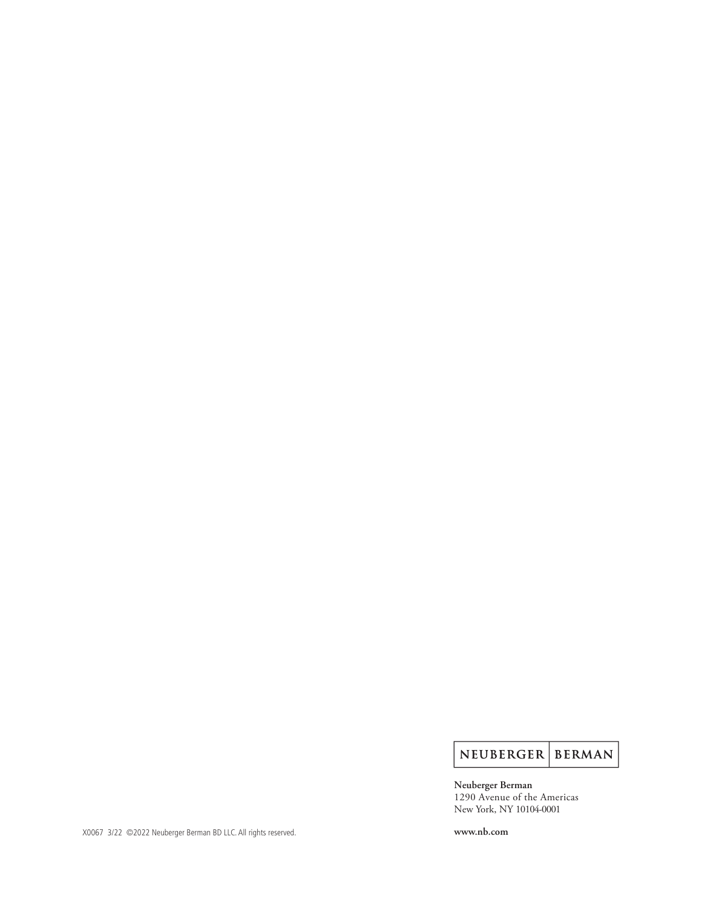NEUBERGER | BERMAN

**Neuberger Berman**
1290 Avenue of the Americas
New York, NY 10104-0001

**www.nb.com**

X0067 3/22 ©2022 Neuberger Berman BD LLC. All rights reserved.